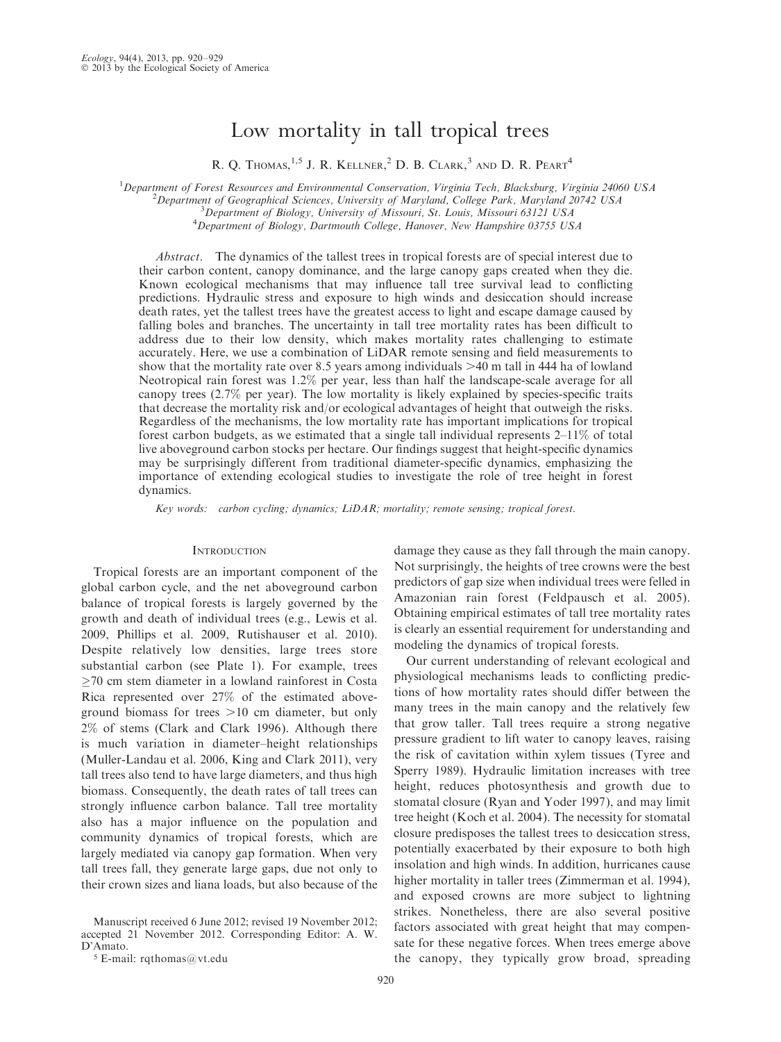# Low mortality in tall tropical trees

R. Q. Thomas,[1,5] J. R. Kellner,[2] D. B. Clark,[3] and D. R. Peart[4]

[1]Department of Forest Resources and Environmental Conservation, Virginia Tech, Blacksburg, Virginia 24060 USA
[2]Department of Geographical Sciences, University of Maryland, College Park, Maryland 20742 USA
[3]Department of Biology, University of Missouri, St. Louis, Missouri 63121 USA
[4]Department of Biology, Dartmouth College, Hanover, New Hampshire 03755 USA

*Abstract.* The dynamics of the tallest trees in tropical forests are of special interest due to their carbon content, canopy dominance, and the large canopy gaps created when they die. Known ecological mechanisms that may influence tall tree survival lead to conflicting predictions. Hydraulic stress and exposure to high winds and desiccation should increase death rates, yet the tallest trees have the greatest access to light and escape damage caused by falling boles and branches. The uncertainty in tall tree mortality rates has been difficult to address due to their low density, which makes mortality rates challenging to estimate accurately. Here, we use a combination of LiDAR remote sensing and field measurements to show that the mortality rate over 8.5 years among individuals >40 m tall in 444 ha of lowland Neotropical rain forest was 1.2% per year, less than half the landscape-scale average for all canopy trees (2.7% per year). The low mortality is likely explained by species-specific traits that decrease the mortality risk and/or ecological advantages of height that outweigh the risks. Regardless of the mechanisms, the low mortality rate has important implications for tropical forest carbon budgets, as we estimated that a single tall individual represents 2–11% of total live aboveground carbon stocks per hectare. Our findings suggest that height-specific dynamics may be surprisingly different from traditional diameter-specific dynamics, emphasizing the importance of extending ecological studies to investigate the role of tree height in forest dynamics.

*Key words:* carbon cycling; dynamics; LiDAR; mortality; remote sensing; tropical forest.

## Introduction

Tropical forests are an important component of the global carbon cycle, and the net aboveground carbon balance of tropical forests is largely governed by the growth and death of individual trees (e.g., Lewis et al. 2009, Phillips et al. 2009, Rutishauser et al. 2010). Despite relatively low densities, large trees store substantial carbon (see Plate 1). For example, trees ≥70 cm stem diameter in a lowland rainforest in Costa Rica represented over 27% of the estimated aboveground biomass for trees >10 cm diameter, but only 2% of stems (Clark and Clark 1996). Although there is much variation in diameter–height relationships (Muller-Landau et al. 2006, King and Clark 2011), very tall trees also tend to have large diameters, and thus high biomass. Consequently, the death rates of tall trees can strongly influence carbon balance. Tall tree mortality also has a major influence on the population and community dynamics of tropical forests, which are largely mediated via canopy gap formation. When very tall trees fall, they generate large gaps, due not only to their crown sizes and liana loads, but also because of the damage they cause as they fall through the main canopy. Not surprisingly, the heights of tree crowns were the best predictors of gap size when individual trees were felled in Amazonian rain forest (Feldpausch et al. 2005). Obtaining empirical estimates of tall tree mortality rates is clearly an essential requirement for understanding and modeling the dynamics of tropical forests.

Our current understanding of relevant ecological and physiological mechanisms leads to conflicting predictions of how mortality rates should differ between the many trees in the main canopy and the relatively few that grow taller. Tall trees require a strong negative pressure gradient to lift water to canopy leaves, raising the risk of cavitation within xylem tissues (Tyree and Sperry 1989). Hydraulic limitation increases with tree height, reduces photosynthesis and growth due to stomatal closure (Ryan and Yoder 1997), and may limit tree height (Koch et al. 2004). The necessity for stomatal closure predisposes the tallest trees to desiccation stress, potentially exacerbated by their exposure to both high insolation and high winds. In addition, hurricanes cause higher mortality in taller trees (Zimmerman et al. 1994), and exposed crowns are more subject to lightning strikes. Nonetheless, there are also several positive factors associated with great height that may compensate for these negative forces. When trees emerge above the canopy, they typically grow broad, spreading

Manuscript received 6 June 2012; revised 19 November 2012; accepted 21 November 2012. Corresponding Editor: A. W. D'Amato.

[5] E-mail: rqthomas@vt.edu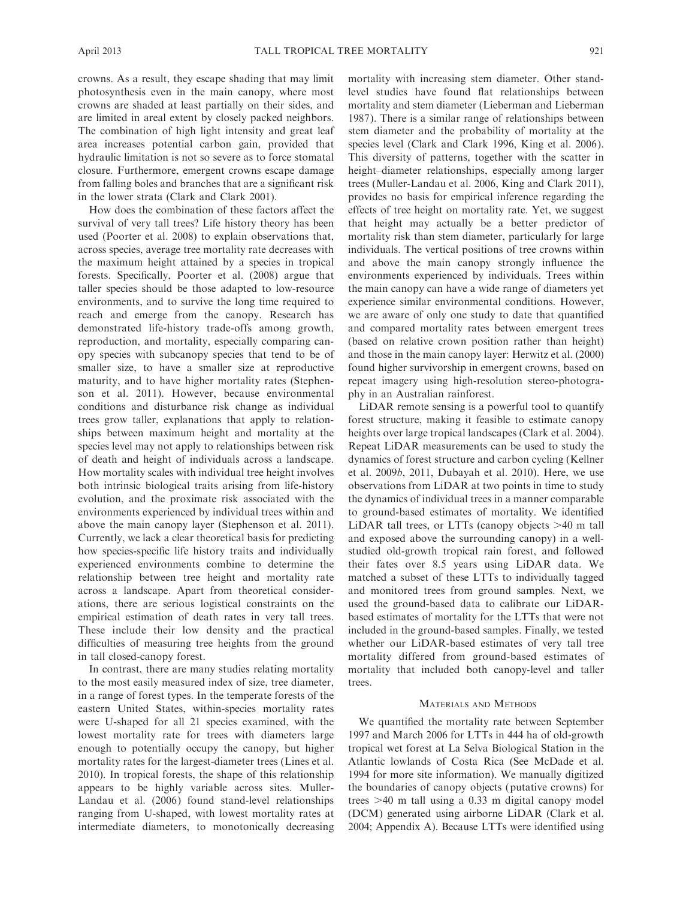crowns. As a result, they escape shading that may limit photosynthesis even in the main canopy, where most crowns are shaded at least partially on their sides, and are limited in areal extent by closely packed neighbors. The combination of high light intensity and great leaf area increases potential carbon gain, provided that hydraulic limitation is not so severe as to force stomatal closure. Furthermore, emergent crowns escape damage from falling boles and branches that are a significant risk in the lower strata (Clark and Clark 2001).

How does the combination of these factors affect the survival of very tall trees? Life history theory has been used (Poorter et al. 2008) to explain observations that, across species, average tree mortality rate decreases with the maximum height attained by a species in tropical forests. Specifically, Poorter et al. (2008) argue that taller species should be those adapted to low-resource environments, and to survive the long time required to reach and emerge from the canopy. Research has demonstrated life-history trade-offs among growth, reproduction, and mortality, especially comparing canopy species with subcanopy species that tend to be of smaller size, to have a smaller size at reproductive maturity, and to have higher mortality rates (Stephenson et al. 2011). However, because environmental conditions and disturbance risk change as individual trees grow taller, explanations that apply to relationships between maximum height and mortality at the species level may not apply to relationships between risk of death and height of individuals across a landscape. How mortality scales with individual tree height involves both intrinsic biological traits arising from life-history evolution, and the proximate risk associated with the environments experienced by individual trees within and above the main canopy layer (Stephenson et al. 2011). Currently, we lack a clear theoretical basis for predicting how species-specific life history traits and individually experienced environments combine to determine the relationship between tree height and mortality rate across a landscape. Apart from theoretical considerations, there are serious logistical constraints on the empirical estimation of death rates in very tall trees. These include their low density and the practical difficulties of measuring tree heights from the ground in tall closed-canopy forest.

In contrast, there are many studies relating mortality to the most easily measured index of size, tree diameter, in a range of forest types. In the temperate forests of the eastern United States, within-species mortality rates were U-shaped for all 21 species examined, with the lowest mortality rate for trees with diameters large enough to potentially occupy the canopy, but higher mortality rates for the largest-diameter trees (Lines et al. 2010). In tropical forests, the shape of this relationship appears to be highly variable across sites. Muller-Landau et al. (2006) found stand-level relationships ranging from U-shaped, with lowest mortality rates at intermediate diameters, to monotonically decreasing mortality with increasing stem diameter. Other stand-level studies have found flat relationships between mortality and stem diameter (Lieberman and Lieberman 1987). There is a similar range of relationships between stem diameter and the probability of mortality at the species level (Clark and Clark 1996, King et al. 2006). This diversity of patterns, together with the scatter in height–diameter relationships, especially among larger trees (Muller-Landau et al. 2006, King and Clark 2011), provides no basis for empirical inference regarding the effects of tree height on mortality rate. Yet, we suggest that height may actually be a better predictor of mortality risk than stem diameter, particularly for large individuals. The vertical positions of tree crowns within and above the main canopy strongly influence the environments experienced by individuals. Trees within the main canopy can have a wide range of diameters yet experience similar environmental conditions. However, we are aware of only one study to date that quantified and compared mortality rates between emergent trees (based on relative crown position rather than height) and those in the main canopy layer: Herwitz et al. (2000) found higher survivorship in emergent crowns, based on repeat imagery using high-resolution stereo-photography in an Australian rainforest.

LiDAR remote sensing is a powerful tool to quantify forest structure, making it feasible to estimate canopy heights over large tropical landscapes (Clark et al. 2004). Repeat LiDAR measurements can be used to study the dynamics of forest structure and carbon cycling (Kellner et al. 2009*b*, 2011, Dubayah et al. 2010). Here, we use observations from LiDAR at two points in time to study the dynamics of individual trees in a manner comparable to ground-based estimates of mortality. We identified LiDAR tall trees, or LTTs (canopy objects >40 m tall and exposed above the surrounding canopy) in a well-studied old-growth tropical rain forest, and followed their fates over 8.5 years using LiDAR data. We matched a subset of these LTTs to individually tagged and monitored trees from ground samples. Next, we used the ground-based data to calibrate our LiDAR-based estimates of mortality for the LTTs that were not included in the ground-based samples. Finally, we tested whether our LiDAR-based estimates of very tall tree mortality differed from ground-based estimates of mortality that included both canopy-level and taller trees.

## Materials and Methods

We quantified the mortality rate between September 1997 and March 2006 for LTTs in 444 ha of old-growth tropical wet forest at La Selva Biological Station in the Atlantic lowlands of Costa Rica (See McDade et al. 1994 for more site information). We manually digitized the boundaries of canopy objects (putative crowns) for trees >40 m tall using a 0.33 m digital canopy model (DCM) generated using airborne LiDAR (Clark et al. 2004; Appendix A). Because LTTs were identified using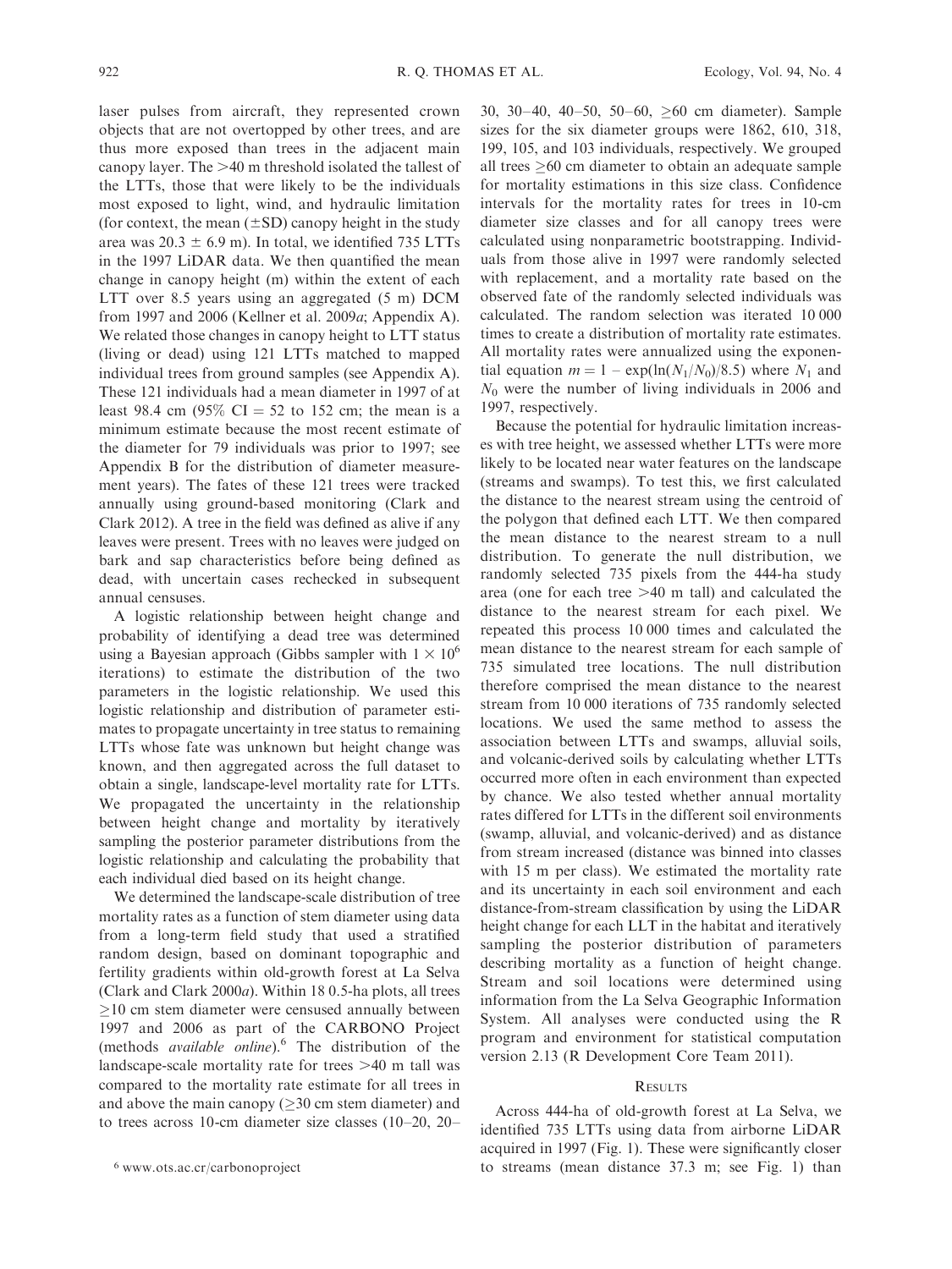laser pulses from aircraft, they represented crown objects that are not overtopped by other trees, and are thus more exposed than trees in the adjacent main canopy layer. The >40 m threshold isolated the tallest of the LTTs, those that were likely to be the individuals most exposed to light, wind, and hydraulic limitation (for context, the mean (±SD) canopy height in the study area was 20.3 ± 6.9 m). In total, we identified 735 LTTs in the 1997 LiDAR data. We then quantified the mean change in canopy height (m) within the extent of each LTT over 8.5 years using an aggregated (5 m) DCM from 1997 and 2006 (Kellner et al. 2009*a*; Appendix A). We related those changes in canopy height to LTT status (living or dead) using 121 LTTs matched to mapped individual trees from ground samples (see Appendix A). These 121 individuals had a mean diameter in 1997 of at least 98.4 cm (95% CI = 52 to 152 cm; the mean is a minimum estimate because the most recent estimate of the diameter for 79 individuals was prior to 1997; see Appendix B for the distribution of diameter measurement years). The fates of these 121 trees were tracked annually using ground-based monitoring (Clark and Clark 2012). A tree in the field was defined as alive if any leaves were present. Trees with no leaves were judged on bark and sap characteristics before being defined as dead, with uncertain cases rechecked in subsequent annual censuses.

A logistic relationship between height change and probability of identifying a dead tree was determined using a Bayesian approach (Gibbs sampler with $1 \times 10^6$ iterations) to estimate the distribution of the two parameters in the logistic relationship. We used this logistic relationship and distribution of parameter estimates to propagate uncertainty in tree status to remaining LTTs whose fate was unknown but height change was known, and then aggregated across the full dataset to obtain a single, landscape-level mortality rate for LTTs. We propagated the uncertainty in the relationship between height change and mortality by iteratively sampling the posterior parameter distributions from the logistic relationship and calculating the probability that each individual died based on its height change.

We determined the landscape-scale distribution of tree mortality rates as a function of stem diameter using data from a long-term field study that used a stratified random design, based on dominant topographic and fertility gradients within old-growth forest at La Selva (Clark and Clark 2000*a*). Within 18 0.5-ha plots, all trees ≥10 cm stem diameter were censused annually between 1997 and 2006 as part of the CARBONO Project (methods *available online*).[6] The distribution of the landscape-scale mortality rate for trees >40 m tall was compared to the mortality rate estimate for all trees in and above the main canopy (≥30 cm stem diameter) and to trees across 10-cm diameter size classes (10–20, 20–30, 30–40, 40–50, 50–60, ≥60 cm diameter). Sample sizes for the six diameter groups were 1862, 610, 318, 199, 105, and 103 individuals, respectively. We grouped all trees ≥60 cm diameter to obtain an adequate sample for mortality estimations in this size class. Confidence intervals for the mortality rates for trees in 10-cm diameter size classes and for all canopy trees were calculated using nonparametric bootstrapping. Individuals from those alive in 1997 were randomly selected with replacement, and a mortality rate based on the observed fate of the randomly selected individuals was calculated. The random selection was iterated 10 000 times to create a distribution of mortality rate estimates. All mortality rates were annualized using the exponential equation $m = 1 - \exp(\ln(N_1/N_0)/8.5)$ where $N_1$ and $N_0$ were the number of living individuals in 2006 and 1997, respectively.

Because the potential for hydraulic limitation increases with tree height, we assessed whether LTTs were more likely to be located near water features on the landscape (streams and swamps). To test this, we first calculated the distance to the nearest stream using the centroid of the polygon that defined each LTT. We then compared the mean distance to the nearest stream to a null distribution. To generate the null distribution, we randomly selected 735 pixels from the 444-ha study area (one for each tree >40 m tall) and calculated the distance to the nearest stream for each pixel. We repeated this process 10 000 times and calculated the mean distance to the nearest stream for each sample of 735 simulated tree locations. The null distribution therefore comprised the mean distance to the nearest stream from 10 000 iterations of 735 randomly selected locations. We used the same method to assess the association between LTTs and swamps, alluvial soils, and volcanic-derived soils by calculating whether LTTs occurred more often in each environment than expected by chance. We also tested whether annual mortality rates differed for LTTs in the different soil environments (swamp, alluvial, and volcanic-derived) and as distance from stream increased (distance was binned into classes with 15 m per class). We estimated the mortality rate and its uncertainty in each soil environment and each distance-from-stream classification by using the LiDAR height change for each LLT in the habitat and iteratively sampling the posterior distribution of parameters describing mortality as a function of height change. Stream and soil locations were determined using information from the La Selva Geographic Information System. All analyses were conducted using the R program and environment for statistical computation version 2.13 (R Development Core Team 2011).

## Results

Across 444-ha of old-growth forest at La Selva, we identified 735 LTTs using data from airborne LiDAR acquired in 1997 (Fig. 1). These were significantly closer to streams (mean distance 37.3 m; see Fig. 1) than

[6] www.ots.ac.cr/carbonoproject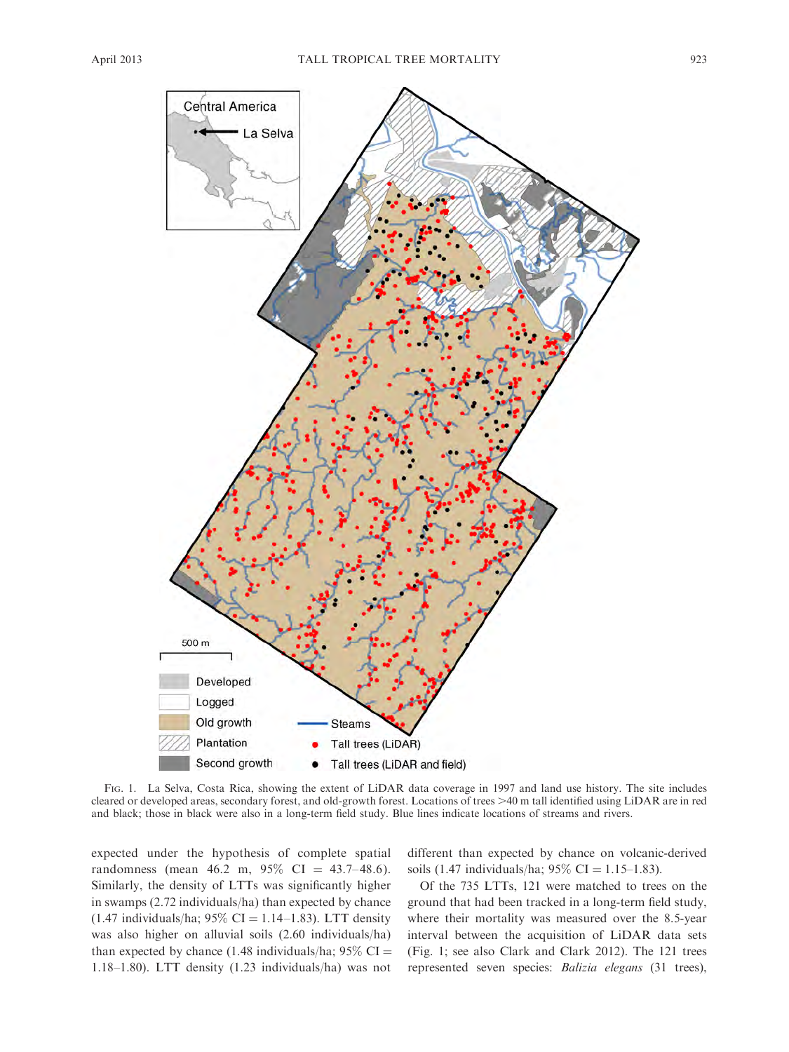FIG. 1. La Selva, Costa Rica, showing the extent of LiDAR data coverage in 1997 and land use history. The site includes cleared or developed areas, secondary forest, and old-growth forest. Locations of trees >40 m tall identified using LiDAR are in red and black; those in black were also in a long-term field study. Blue lines indicate locations of streams and rivers.

expected under the hypothesis of complete spatial randomness (mean 46.2 m, 95% CI = 43.7–48.6). Similarly, the density of LTTs was significantly higher in swamps (2.72 individuals/ha) than expected by chance (1.47 individuals/ha; 95% CI = 1.14–1.83). LTT density was also higher on alluvial soils (2.60 individuals/ha) than expected by chance (1.48 individuals/ha; 95% CI = 1.18–1.80). LTT density (1.23 individuals/ha) was not different than expected by chance on volcanic-derived soils (1.47 individuals/ha; 95% CI = 1.15–1.83).

Of the 735 LTTs, 121 were matched to trees on the ground that had been tracked in a long-term field study, where their mortality was measured over the 8.5-year interval between the acquisition of LiDAR data sets (Fig. 1; see also Clark and Clark 2012). The 121 trees represented seven species: *Balizia elegans* (31 trees),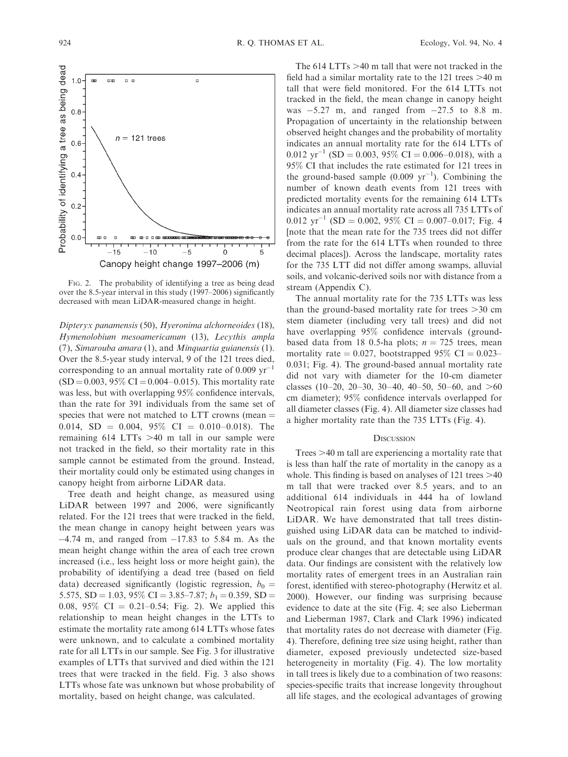FIG. 2. The probability of identifying a tree as being dead over the 8.5-year interval in this study (1997–2006) significantly decreased with mean LiDAR-measured change in height.

*Dipteryx panamensis* (50), *Hyeronima alchorneoides* (18), *Hymenolobium mesoamericanum* (13), *Lecythis ampla* (7), *Simarouba amara* (1), and *Minquartia guianensis* (1). Over the 8.5-year study interval, 9 of the 121 trees died, corresponding to an annual mortality rate of 0.009 $yr^{-1}$ (SD = 0.003, 95% CI = 0.004–0.015). This mortality rate was less, but with overlapping 95% confidence intervals, than the rate for 391 individuals from the same set of species that were not matched to LTT crowns (mean = 0.014, SD = 0.004, 95% CI = 0.010–0.018). The remaining 614 LTTs >40 m tall in our sample were not tracked in the field, so their mortality rate in this sample cannot be estimated from the ground. Instead, their mortality could only be estimated using changes in canopy height from airborne LiDAR data.

Tree death and height change, as measured using LiDAR between 1997 and 2006, were significantly related. For the 121 trees that were tracked in the field, the mean change in canopy height between years was −4.74 m, and ranged from −17.83 to 5.84 m. As the mean height change within the area of each tree crown increased (i.e., less height loss or more height gain), the probability of identifying a dead tree (based on field data) decreased significantly (logistic regression, $b_0$ = 5.575, SD = 1.03, 95% CI = 3.85–7.87; $b_1$ = 0.359, SD = 0.08, 95% CI = 0.21–0.54; Fig. 2). We applied this relationship to mean height changes in the LTTs to estimate the mortality rate among 614 LTTs whose fates were unknown, and to calculate a combined mortality rate for all LTTs in our sample. See Fig. 3 for illustrative examples of LTTs that survived and died within the 121 trees that were tracked in the field. Fig. 3 also shows LTTs whose fate was unknown but whose probability of mortality, based on height change, was calculated.

The 614 LTTs >40 m tall that were not tracked in the field had a similar mortality rate to the 121 trees >40 m tall that were field monitored. For the 614 LTTs not tracked in the field, the mean change in canopy height was −5.27 m, and ranged from −27.5 to 8.8 m. Propagation of uncertainty in the relationship between observed height changes and the probability of mortality indicates an annual mortality rate for the 614 LTTs of 0.012 $yr^{-1}$ (SD = 0.003, 95% CI = 0.006–0.018), with a 95% CI that includes the rate estimated for 121 trees in the ground-based sample (0.009 $yr^{-1}$). Combining the number of known death events from 121 trees with predicted mortality events for the remaining 614 LTTs indicates an annual mortality rate across all 735 LTTs of 0.012 $yr^{-1}$ (SD = 0.002, 95% CI = 0.007–0.017; Fig. 4 [note that the mean rate for the 735 trees did not differ from the rate for the 614 LTTs when rounded to three decimal places]). Across the landscape, mortality rates for the 735 LTT did not differ among swamps, alluvial soils, and volcanic-derived soils nor with distance from a stream (Appendix C).

The annual mortality rate for the 735 LTTs was less than the ground-based mortality rate for trees >30 cm stem diameter (including very tall trees) and did not have overlapping 95% confidence intervals (ground-based data from 18 0.5-ha plots; $n$ = 725 trees, mean mortality rate = 0.027, bootstrapped 95% CI = 0.023–0.031; Fig. 4). The ground-based annual mortality rate did not vary with diameter for the 10-cm diameter classes (10–20, 20–30, 30–40, 40–50, 50–60, and >60 cm diameter); 95% confidence intervals overlapped for all diameter classes (Fig. 4). All diameter size classes had a higher mortality rate than the 735 LTTs (Fig. 4).

## DISCUSSION

Trees >40 m tall are experiencing a mortality rate that is less than half the rate of mortality in the canopy as a whole. This finding is based on analyses of 121 trees >40 m tall that were tracked over 8.5 years, and to an additional 614 individuals in 444 ha of lowland Neotropical rain forest using data from airborne LiDAR. We have demonstrated that tall trees distinguished using LiDAR data can be matched to individuals on the ground, and that known mortality events produce clear changes that are detectable using LiDAR data. Our findings are consistent with the relatively low mortality rates of emergent trees in an Australian rain forest, identified with stereo-photography (Herwitz et al. 2000). However, our finding was surprising because evidence to date at the site (Fig. 4; see also Lieberman and Lieberman 1987, Clark and Clark 1996) indicated that mortality rates do not decrease with diameter (Fig. 4). Therefore, defining tree size using height, rather than diameter, exposed previously undetected size-based heterogeneity in mortality (Fig. 4). The low mortality in tall trees is likely due to a combination of two reasons: species-specific traits that increase longevity throughout all life stages, and the ecological advantages of growing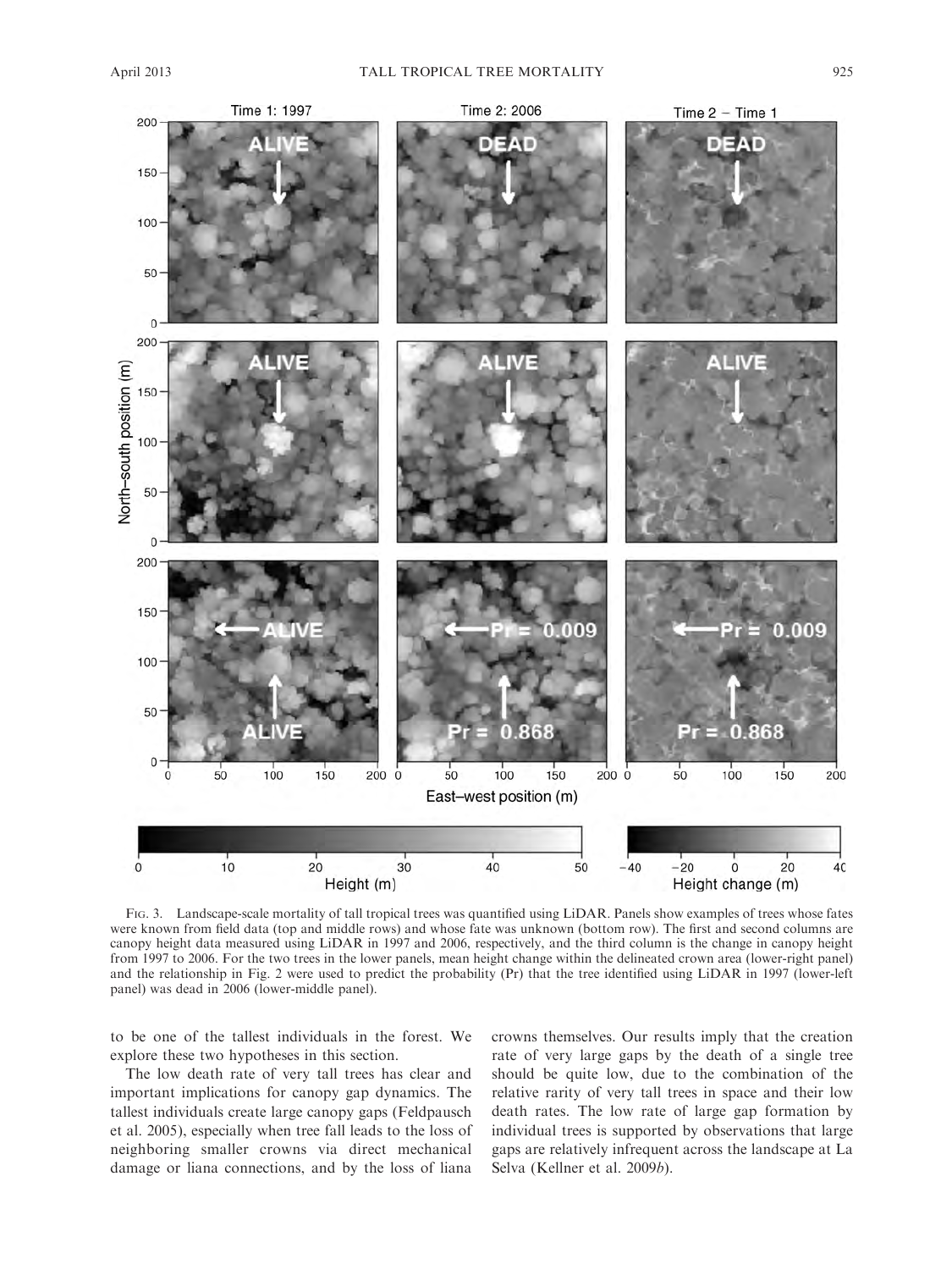FIG. 3. Landscape-scale mortality of tall tropical trees was quantified using LiDAR. Panels show examples of trees whose fates were known from field data (top and middle rows) and whose fate was unknown (bottom row). The first and second columns are canopy height data measured using LiDAR in 1997 and 2006, respectively, and the third column is the change in canopy height from 1997 to 2006. For the two trees in the lower panels, mean height change within the delineated crown area (lower-right panel) and the relationship in Fig. 2 were used to predict the probability (Pr) that the tree identified using LiDAR in 1997 (lower-left panel) was dead in 2006 (lower-middle panel).

to be one of the tallest individuals in the forest. We explore these two hypotheses in this section.

The low death rate of very tall trees has clear and important implications for canopy gap dynamics. The tallest individuals create large canopy gaps (Feldpausch et al. 2005), especially when tree fall leads to the loss of neighboring smaller crowns via direct mechanical damage or liana connections, and by the loss of liana crowns themselves. Our results imply that the creation rate of very large gaps by the death of a single tree should be quite low, due to the combination of the relative rarity of very tall trees in space and their low death rates. The low rate of large gap formation by individual trees is supported by observations that large gaps are relatively infrequent across the landscape at La Selva (Kellner et al. 2009*b*).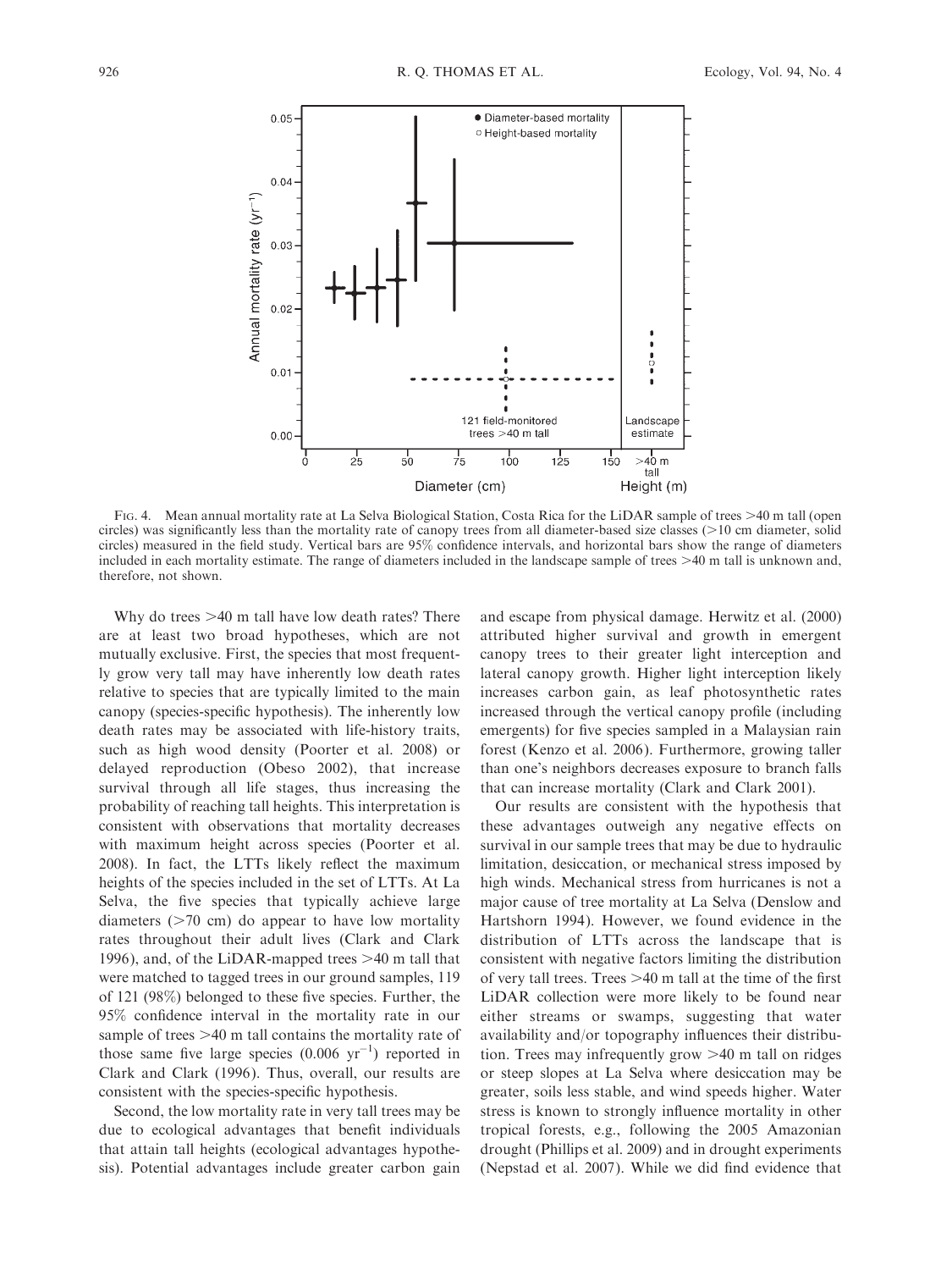FIG. 4. Mean annual mortality rate at La Selva Biological Station, Costa Rica for the LiDAR sample of trees >40 m tall (open circles) was significantly less than the mortality rate of canopy trees from all diameter-based size classes (>10 cm diameter, solid circles) measured in the field study. Vertical bars are 95% confidence intervals, and horizontal bars show the range of diameters included in each mortality estimate. The range of diameters included in the landscape sample of trees >40 m tall is unknown and, therefore, not shown.

Why do trees >40 m tall have low death rates? There are at least two broad hypotheses, which are not mutually exclusive. First, the species that most frequently grow very tall may have inherently low death rates relative to species that are typically limited to the main canopy (species-specific hypothesis). The inherently low death rates may be associated with life-history traits, such as high wood density (Poorter et al. 2008) or delayed reproduction (Obeso 2002), that increase survival through all life stages, thus increasing the probability of reaching tall heights. This interpretation is consistent with observations that mortality decreases with maximum height across species (Poorter et al. 2008). In fact, the LTTs likely reflect the maximum heights of the species included in the set of LTTs. At La Selva, the five species that typically achieve large diameters (>70 cm) do appear to have low mortality rates throughout their adult lives (Clark and Clark 1996), and, of the LiDAR-mapped trees >40 m tall that were matched to tagged trees in our ground samples, 119 of 121 (98%) belonged to these five species. Further, the 95% confidence interval in the mortality rate in our sample of trees >40 m tall contains the mortality rate of those same five large species (0.006 $\text{yr}^{-1}$) reported in Clark and Clark (1996). Thus, overall, our results are consistent with the species-specific hypothesis.

Second, the low mortality rate in very tall trees may be due to ecological advantages that benefit individuals that attain tall heights (ecological advantages hypothesis). Potential advantages include greater carbon gain and escape from physical damage. Herwitz et al. (2000) attributed higher survival and growth in emergent canopy trees to their greater light interception and lateral canopy growth. Higher light interception likely increases carbon gain, as leaf photosynthetic rates increased through the vertical canopy profile (including emergents) for five species sampled in a Malaysian rain forest (Kenzo et al. 2006). Furthermore, growing taller than one's neighbors decreases exposure to branch falls that can increase mortality (Clark and Clark 2001).

Our results are consistent with the hypothesis that these advantages outweigh any negative effects on survival in our sample trees that may be due to hydraulic limitation, desiccation, or mechanical stress imposed by high winds. Mechanical stress from hurricanes is not a major cause of tree mortality at La Selva (Denslow and Hartshorn 1994). However, we found evidence in the distribution of LTTs across the landscape that is consistent with negative factors limiting the distribution of very tall trees. Trees >40 m tall at the time of the first LiDAR collection were more likely to be found near either streams or swamps, suggesting that water availability and/or topography influences their distribution. Trees may infrequently grow >40 m tall on ridges or steep slopes at La Selva where desiccation may be greater, soils less stable, and wind speeds higher. Water stress is known to strongly influence mortality in other tropical forests, e.g., following the 2005 Amazonian drought (Phillips et al. 2009) and in drought experiments (Nepstad et al. 2007). While we did find evidence that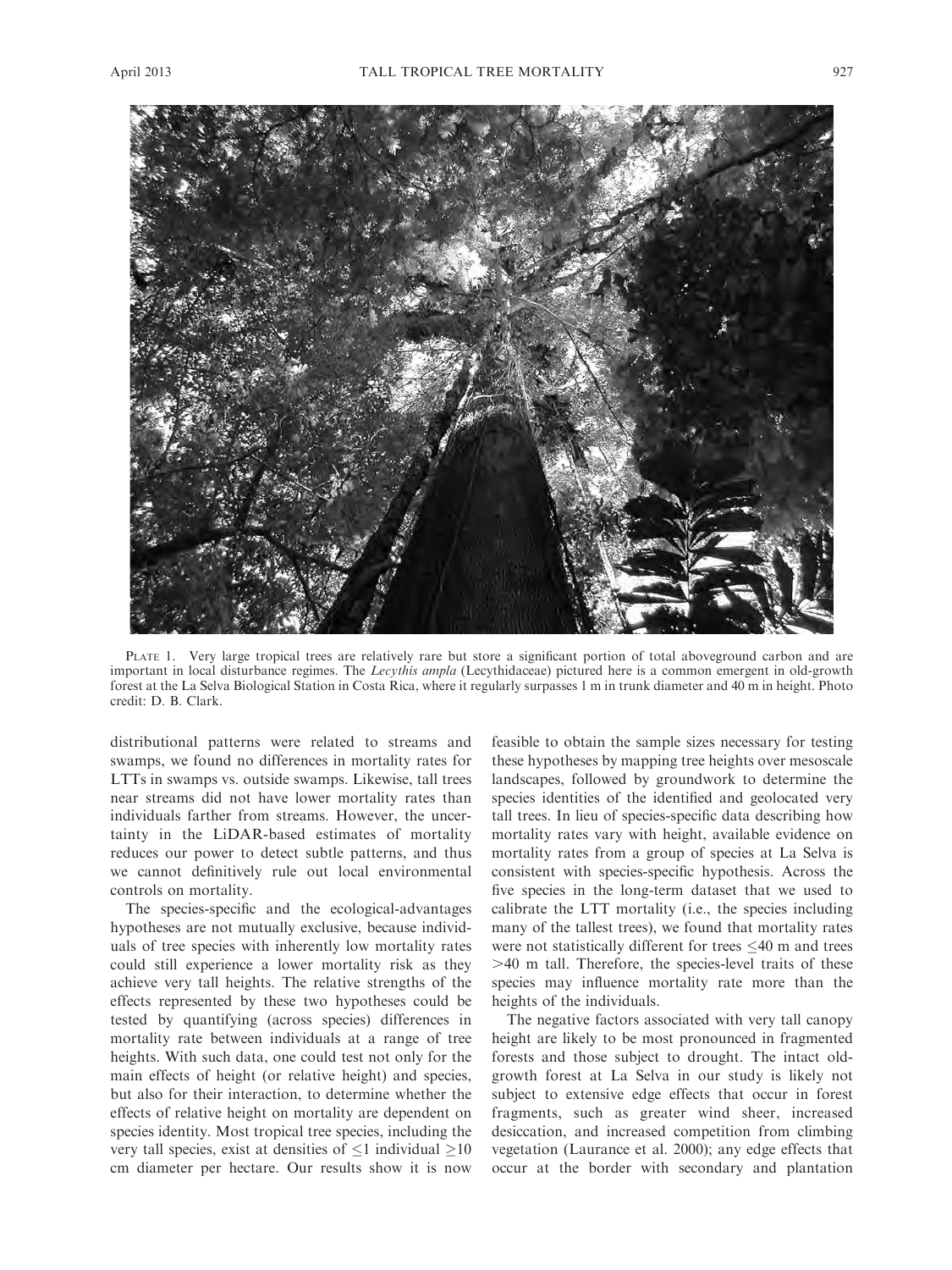PLATE 1. Very large tropical trees are relatively rare but store a significant portion of total aboveground carbon and are important in local disturbance regimes. The *Lecythis ampla* (Lecythidaceae) pictured here is a common emergent in old-growth forest at the La Selva Biological Station in Costa Rica, where it regularly surpasses 1 m in trunk diameter and 40 m in height. Photo credit: D. B. Clark.

distributional patterns were related to streams and swamps, we found no differences in mortality rates for LTTs in swamps vs. outside swamps. Likewise, tall trees near streams did not have lower mortality rates than individuals farther from streams. However, the uncertainty in the LiDAR-based estimates of mortality reduces our power to detect subtle patterns, and thus we cannot definitively rule out local environmental controls on mortality.

The species-specific and the ecological-advantages hypotheses are not mutually exclusive, because individuals of tree species with inherently low mortality rates could still experience a lower mortality risk as they achieve very tall heights. The relative strengths of the effects represented by these two hypotheses could be tested by quantifying (across species) differences in mortality rate between individuals at a range of tree heights. With such data, one could test not only for the main effects of height (or relative height) and species, but also for their interaction, to determine whether the effects of relative height on mortality are dependent on species identity. Most tropical tree species, including the very tall species, exist at densities of $\leq 1$ individual $\geq 10$ cm diameter per hectare. Our results show it is now feasible to obtain the sample sizes necessary for testing these hypotheses by mapping tree heights over mesoscale landscapes, followed by groundwork to determine the species identities of the identified and geolocated very tall trees. In lieu of species-specific data describing how mortality rates vary with height, available evidence on mortality rates from a group of species at La Selva is consistent with species-specific hypothesis. Across the five species in the long-term dataset that we used to calibrate the LTT mortality (i.e., the species including many of the tallest trees), we found that mortality rates were not statistically different for trees $\leq 40$ m and trees $> 40$ m tall. Therefore, the species-level traits of these species may influence mortality rate more than the heights of the individuals.

The negative factors associated with very tall canopy height are likely to be most pronounced in fragmented forests and those subject to drought. The intact old-growth forest at La Selva in our study is likely not subject to extensive edge effects that occur in forest fragments, such as greater wind sheer, increased desiccation, and increased competition from climbing vegetation (Laurance et al. 2000); any edge effects that occur at the border with secondary and plantation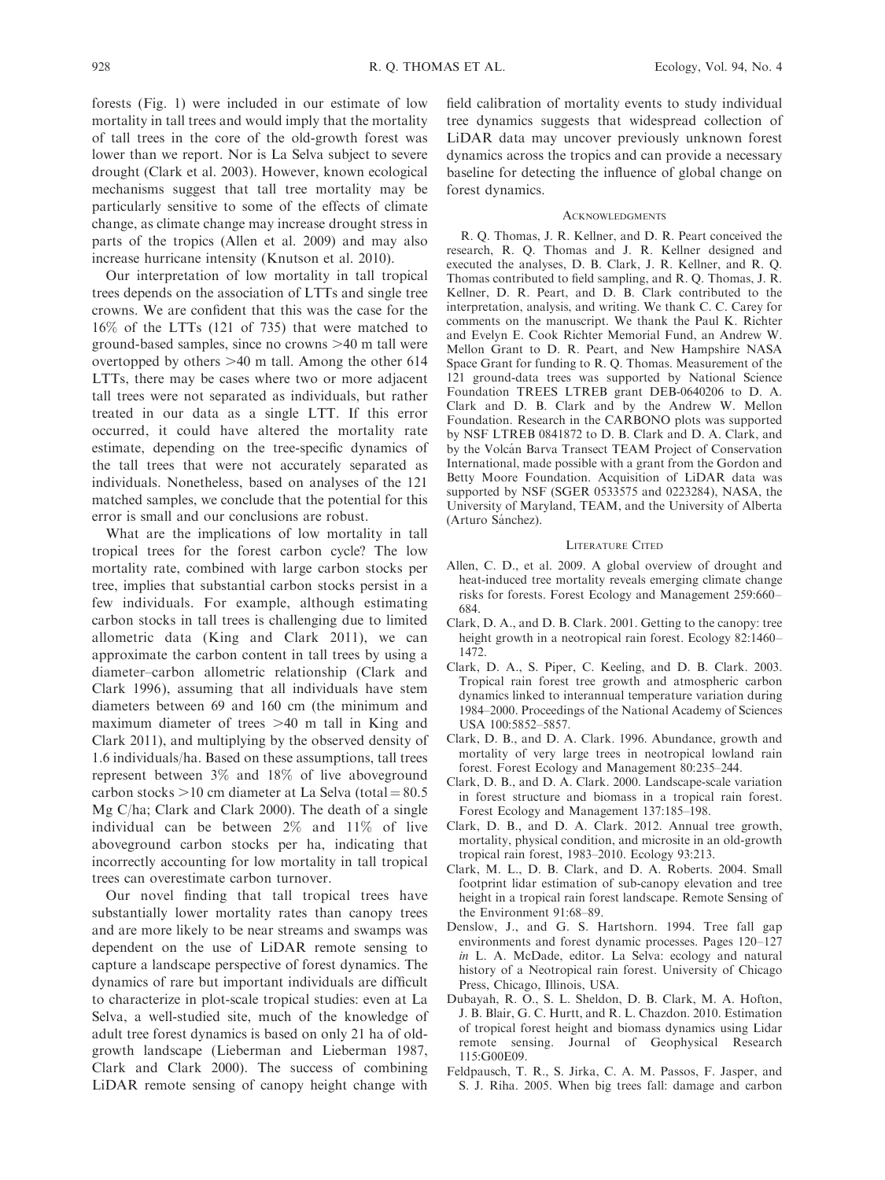forests (Fig. 1) were included in our estimate of low mortality in tall trees and would imply that the mortality of tall trees in the core of the old-growth forest was lower than we report. Nor is La Selva subject to severe drought (Clark et al. 2003). However, known ecological mechanisms suggest that tall tree mortality may be particularly sensitive to some of the effects of climate change, as climate change may increase drought stress in parts of the tropics (Allen et al. 2009) and may also increase hurricane intensity (Knutson et al. 2010).

Our interpretation of low mortality in tall tropical trees depends on the association of LTTs and single tree crowns. We are confident that this was the case for the 16% of the LTTs (121 of 735) that were matched to ground-based samples, since no crowns >40 m tall were overtopped by others >40 m tall. Among the other 614 LTTs, there may be cases where two or more adjacent tall trees were not separated as individuals, but rather treated in our data as a single LTT. If this error occurred, it could have altered the mortality rate estimate, depending on the tree-specific dynamics of the tall trees that were not accurately separated as individuals. Nonetheless, based on analyses of the 121 matched samples, we conclude that the potential for this error is small and our conclusions are robust.

What are the implications of low mortality in tall tropical trees for the forest carbon cycle? The low mortality rate, combined with large carbon stocks per tree, implies that substantial carbon stocks persist in a few individuals. For example, although estimating carbon stocks in tall trees is challenging due to limited allometric data (King and Clark 2011), we can approximate the carbon content in tall trees by using a diameter–carbon allometric relationship (Clark and Clark 1996), assuming that all individuals have stem diameters between 69 and 160 cm (the minimum and maximum diameter of trees >40 m tall in King and Clark 2011), and multiplying by the observed density of 1.6 individuals/ha. Based on these assumptions, tall trees represent between 3% and 18% of live aboveground carbon stocks >10 cm diameter at La Selva (total = 80.5 Mg C/ha; Clark and Clark 2000). The death of a single individual can be between 2% and 11% of live aboveground carbon stocks per ha, indicating that incorrectly accounting for low mortality in tall tropical trees can overestimate carbon turnover.

Our novel finding that tall tropical trees have substantially lower mortality rates than canopy trees and are more likely to be near streams and swamps was dependent on the use of LiDAR remote sensing to capture a landscape perspective of forest dynamics. The dynamics of rare but important individuals are difficult to characterize in plot-scale tropical studies: even at La Selva, a well-studied site, much of the knowledge of adult tree forest dynamics is based on only 21 ha of old-growth landscape (Lieberman and Lieberman 1987, Clark and Clark 2000). The success of combining LiDAR remote sensing of canopy height change with field calibration of mortality events to study individual tree dynamics suggests that widespread collection of LiDAR data may uncover previously unknown forest dynamics across the tropics and can provide a necessary baseline for detecting the influence of global change on forest dynamics.

## Acknowledgments

R. Q. Thomas, J. R. Kellner, and D. R. Peart conceived the research, R. Q. Thomas and J. R. Kellner designed and executed the analyses, D. B. Clark, J. R. Kellner, and R. Q. Thomas contributed to field sampling, and R. Q. Thomas, J. R. Kellner, D. R. Peart, and D. B. Clark contributed to the interpretation, analysis, and writing. We thank C. C. Carey for comments on the manuscript. We thank the Paul K. Richter and Evelyn E. Cook Richter Memorial Fund, an Andrew W. Mellon Grant to D. R. Peart, and New Hampshire NASA Space Grant for funding to R. Q. Thomas. Measurement of the 121 ground-data trees was supported by National Science Foundation TREES LTREB grant DEB-0640206 to D. A. Clark and D. B. Clark and by the Andrew W. Mellon Foundation. Research in the CARBONO plots was supported by NSF LTREB 0841872 to D. B. Clark and D. A. Clark, and by the Volcán Barva Transect TEAM Project of Conservation International, made possible with a grant from the Gordon and Betty Moore Foundation. Acquisition of LiDAR data was supported by NSF (SGER 0533575 and 0223284), NASA, the University of Maryland, TEAM, and the University of Alberta (Arturo Sánchez).

## Literature Cited

Allen, C. D., et al. 2009. A global overview of drought and heat-induced tree mortality reveals emerging climate change risks for forests. Forest Ecology and Management 259:660–684.

Clark, D. A., and D. B. Clark. 2001. Getting to the canopy: tree height growth in a neotropical rain forest. Ecology 82:1460–1472.

Clark, D. A., S. Piper, C. Keeling, and D. B. Clark. 2003. Tropical rain forest tree growth and atmospheric carbon dynamics linked to interannual temperature variation during 1984–2000. Proceedings of the National Academy of Sciences USA 100:5852–5857.

Clark, D. B., and D. A. Clark. 1996. Abundance, growth and mortality of very large trees in neotropical lowland rain forest. Forest Ecology and Management 80:235–244.

Clark, D. B., and D. A. Clark. 2000. Landscape-scale variation in forest structure and biomass in a tropical rain forest. Forest Ecology and Management 137:185–198.

Clark, D. B., and D. A. Clark. 2012. Annual tree growth, mortality, physical condition, and microsite in an old-growth tropical rain forest, 1983–2010. Ecology 93:213.

Clark, M. L., D. B. Clark, and D. A. Roberts. 2004. Small footprint lidar estimation of sub-canopy elevation and tree height in a tropical rain forest landscape. Remote Sensing of the Environment 91:68–89.

Denslow, J., and G. S. Hartshorn. 1994. Tree fall gap environments and forest dynamic processes. Pages 120–127 *in* L. A. McDade, editor. La Selva: ecology and natural history of a Neotropical rain forest. University of Chicago Press, Chicago, Illinois, USA.

Dubayah, R. O., S. L. Sheldon, D. B. Clark, M. A. Hofton, J. B. Blair, G. C. Hurtt, and R. L. Chazdon. 2010. Estimation of tropical forest height and biomass dynamics using Lidar remote sensing. Journal of Geophysical Research 115:G00E09.

Feldpausch, T. R., S. Jirka, C. A. M. Passos, F. Jasper, and S. J. Riha. 2005. When big trees fall: damage and carbon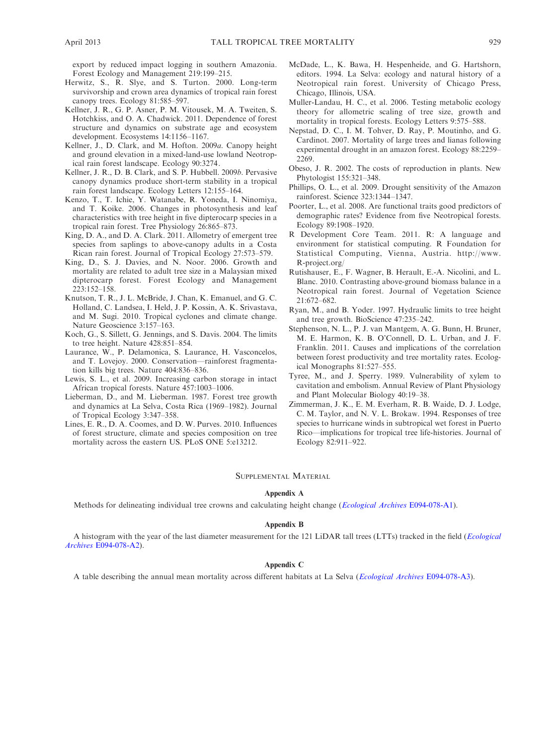export by reduced impact logging in southern Amazonia. Forest Ecology and Management 219:199–215.

Herwitz, S., R. Slye, and S. Turton. 2000. Long-term survivorship and crown area dynamics of tropical rain forest canopy trees. Ecology 81:585–597.

Kellner, J. R., G. P. Asner, P. M. Vitousek, M. A. Tweiten, S. Hotchkiss, and O. A. Chadwick. 2011. Dependence of forest structure and dynamics on substrate age and ecosystem development. Ecosystems 14:1156–1167.

Kellner, J., D. Clark, and M. Hofton. 2009*a*. Canopy height and ground elevation in a mixed-land-use lowland Neotropical rain forest landscape. Ecology 90:3274.

Kellner, J. R., D. B. Clark, and S. P. Hubbell. 2009*b*. Pervasive canopy dynamics produce short-term stability in a tropical rain forest landscape. Ecology Letters 12:155–164.

Kenzo, T., T. Ichie, Y. Watanabe, R. Yoneda, I. Ninomiya, and T. Koike. 2006. Changes in photosynthesis and leaf characteristics with tree height in five dipterocarp species in a tropical rain forest. Tree Physiology 26:865–873.

King, D. A., and D. A. Clark. 2011. Allometry of emergent tree species from saplings to above-canopy adults in a Costa Rican rain forest. Journal of Tropical Ecology 27:573–579.

King, D., S. J. Davies, and N. Noor. 2006. Growth and mortality are related to adult tree size in a Malaysian mixed dipterocarp forest. Forest Ecology and Management 223:152–158.

Knutson, T. R., J. L. McBride, J. Chan, K. Emanuel, and G. C. Holland, C. Landsea, I. Held, J. P. Kossin, A. K. Srivastava, and M. Sugi. 2010. Tropical cyclones and climate change. Nature Geoscience 3:157–163.

Koch, G., S. Sillett, G. Jennings, and S. Davis. 2004. The limits to tree height. Nature 428:851–854.

Laurance, W., P. Delamonica, S. Laurance, H. Vasconcelos, and T. Lovejoy. 2000. Conservation—rainforest fragmentation kills big trees. Nature 404:836–836.

Lewis, S. L., et al. 2009. Increasing carbon storage in intact African tropical forests. Nature 457:1003–1006.

Lieberman, D., and M. Lieberman. 1987. Forest tree growth and dynamics at La Selva, Costa Rica (1969–1982). Journal of Tropical Ecology 3:347–358.

Lines, E. R., D. A. Coomes, and D. W. Purves. 2010. Influences of forest structure, climate and species composition on tree mortality across the eastern US. PLoS ONE 5:e13212.

McDade, L., K. Bawa, H. Hespenheide, and G. Hartshorn, editors. 1994. La Selva: ecology and natural history of a Neotropical rain forest. University of Chicago Press, Chicago, Illinois, USA.

Muller-Landau, H. C., et al. 2006. Testing metabolic ecology theory for allometric scaling of tree size, growth and mortality in tropical forests. Ecology Letters 9:575–588.

Nepstad, D. C., I. M. Tohver, D. Ray, P. Moutinho, and G. Cardinot. 2007. Mortality of large trees and lianas following experimental drought in an amazon forest. Ecology 88:2259–2269.

Obeso, J. R. 2002. The costs of reproduction in plants. New Phytologist 155:321–348.

Phillips, O. L., et al. 2009. Drought sensitivity of the Amazon rainforest. Science 323:1344–1347.

Poorter, L., et al. 2008. Are functional traits good predictors of demographic rates? Evidence from five Neotropical forests. Ecology 89:1908–1920.

R Development Core Team. 2011. R: A language and environment for statistical computing. R Foundation for Statistical Computing, Vienna, Austria. http://www.R-project.org/

Rutishauser, E., F. Wagner, B. Herault, E.-A. Nicolini, and L. Blanc. 2010. Contrasting above-ground biomass balance in a Neotropical rain forest. Journal of Vegetation Science 21:672–682.

Ryan, M., and B. Yoder. 1997. Hydraulic limits to tree height and tree growth. BioScience 47:235–242.

Stephenson, N. L., P. J. van Mantgem, A. G. Bunn, H. Bruner, M. E. Harmon, K. B. O'Connell, D. L. Urban, and J. F. Franklin. 2011. Causes and implications of the correlation between forest productivity and tree mortality rates. Ecological Monographs 81:527–555.

Tyree, M., and J. Sperry. 1989. Vulnerability of xylem to cavitation and embolism. Annual Review of Plant Physiology and Plant Molecular Biology 40:19–38.

Zimmerman, J. K., E. M. Everham, R. B. Waide, D. J. Lodge, C. M. Taylor, and N. V. L. Brokaw. 1994. Responses of tree species to hurricane winds in subtropical wet forest in Puerto Rico—implications for tropical tree life-histories. Journal of Ecology 82:911–922.

## Supplemental Material

### Appendix A

Methods for delineating individual tree crowns and calculating height change (*Ecological Archives* E094-078-A1).

### Appendix B

A histogram with the year of the last diameter measurement for the 121 LiDAR tall trees (LTTs) tracked in the field (*Ecological Archives* E094-078-A2).

### Appendix C

A table describing the annual mean mortality across different habitats at La Selva (*Ecological Archives* E094-078-A3).